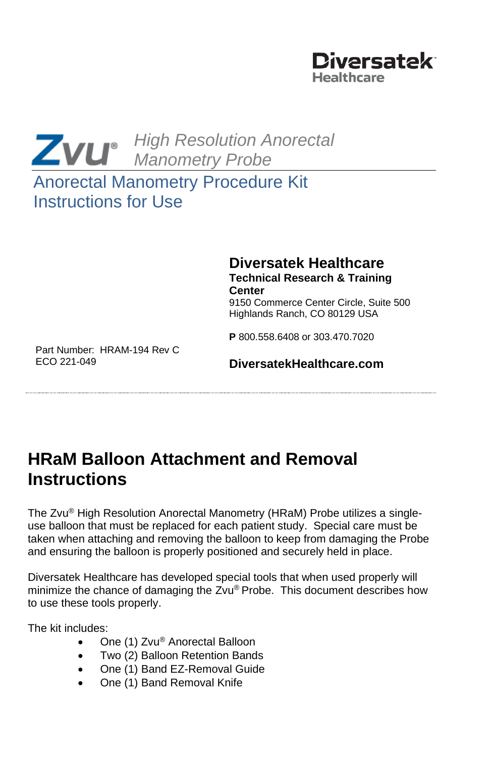Diversatek Healthcare

Zvu® *High Resolution Anorectal Manometry Probe*

# Anorectal Manometry Procedure Kit Instructions for Use

**Diversatek Healthcare**
**Technical Research & Training Center**
9150 Commerce Center Circle, Suite 500
Highlands Ranch, CO 80129 USA

**P** 800.558.6408 or 303.470.7020

**DiversatekHealthcare.com**

Part Number: HRAM-194 Rev C
ECO 221-049

---

## HRaM Balloon Attachment and Removal Instructions

The Zvu® High Resolution Anorectal Manometry (HRaM) Probe utilizes a single-use balloon that must be replaced for each patient study. Special care must be taken when attaching and removing the balloon to keep from damaging the Probe and ensuring the balloon is properly positioned and securely held in place.

Diversatek Healthcare has developed special tools that when used properly will minimize the chance of damaging the Zvu® Probe. This document describes how to use these tools properly.

The kit includes:

- One (1) Zvu® Anorectal Balloon
- Two (2) Balloon Retention Bands
- One (1) Band EZ-Removal Guide
- One (1) Band Removal Knife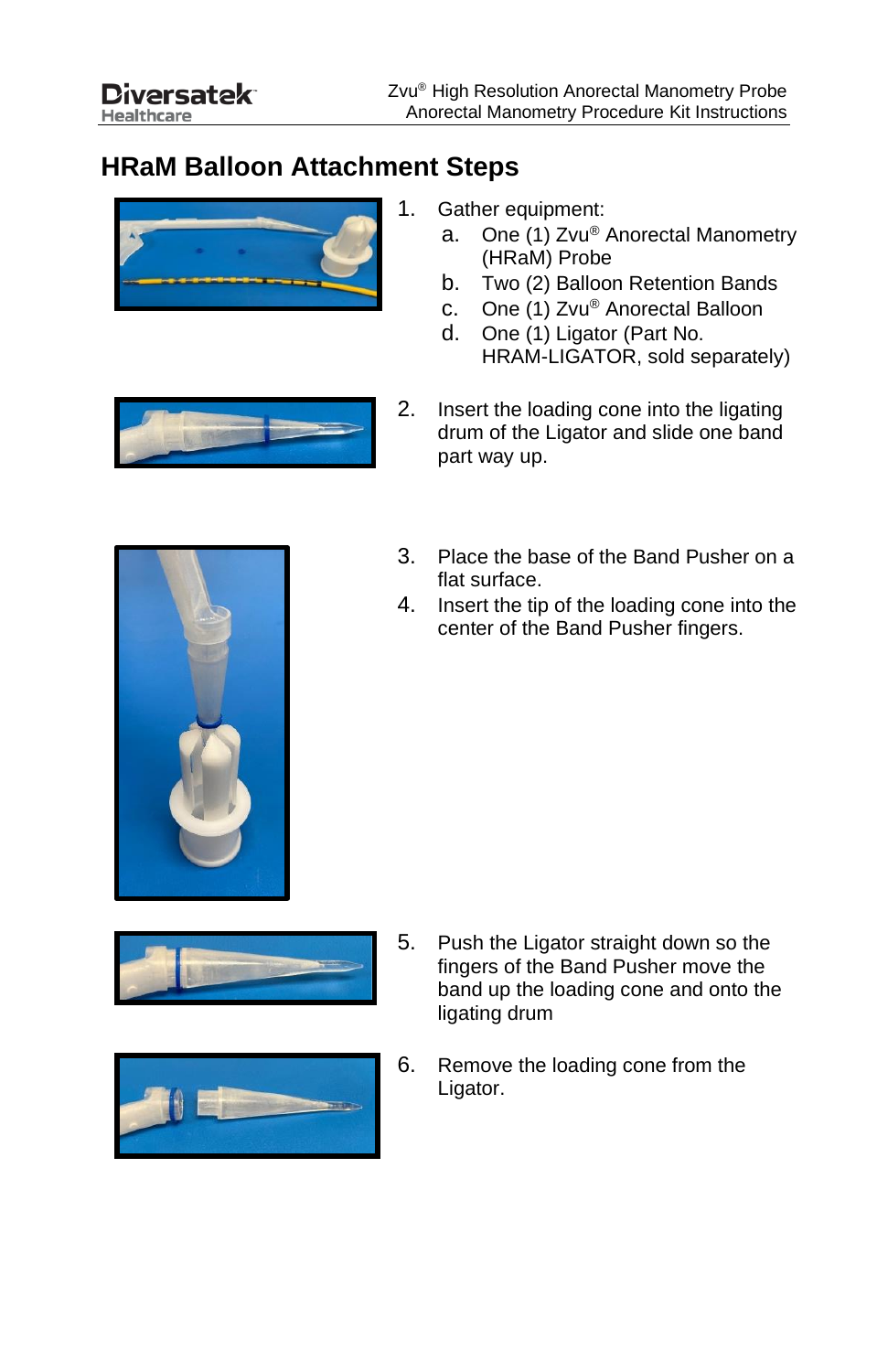# HRaM Balloon Attachment Steps

1. Gather equipment:
   a. One (1) Zvu® Anorectal Manometry (HRaM) Probe
   b. Two (2) Balloon Retention Bands
   c. One (1) Zvu® Anorectal Balloon
   d. One (1) Ligator (Part No. HRAM-LIGATOR, sold separately)
2. Insert the loading cone into the ligating drum of the Ligator and slide one band part way up.
3. Place the base of the Band Pusher on a flat surface.
4. Insert the tip of the loading cone into the center of the Band Pusher fingers.
5. Push the Ligator straight down so the fingers of the Band Pusher move the band up the loading cone and onto the ligating drum
6. Remove the loading cone from the Ligator.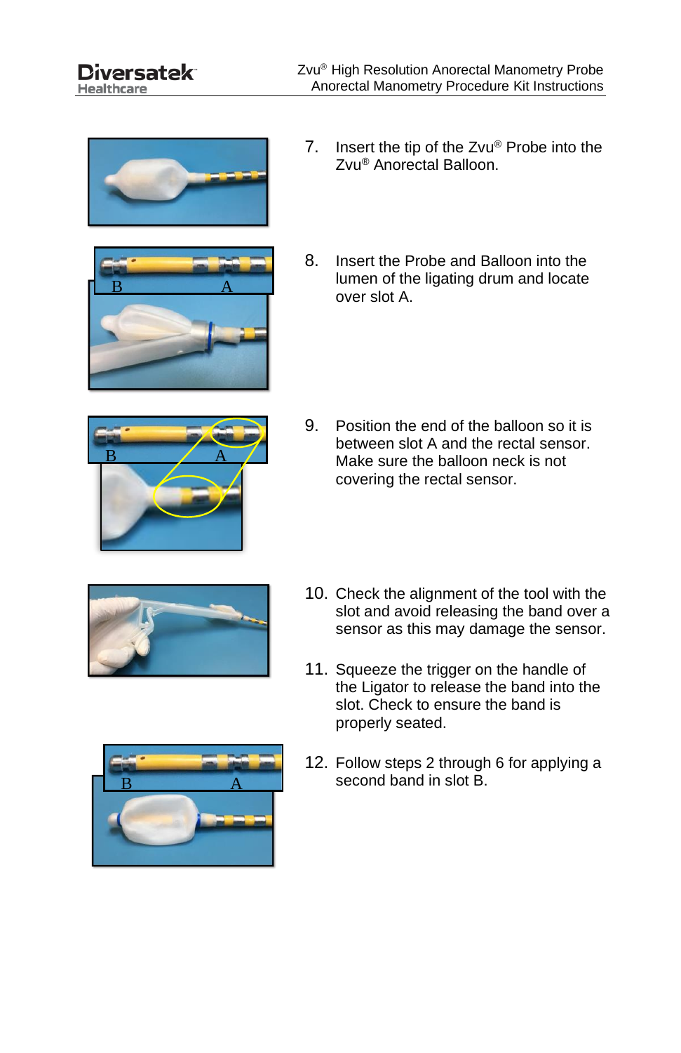7. Insert the tip of the Zvu® Probe into the Zvu® Anorectal Balloon.

8. Insert the Probe and Balloon into the lumen of the ligating drum and locate over slot A.

9. Position the end of the balloon so it is between slot A and the rectal sensor. Make sure the balloon neck is not covering the rectal sensor.

10. Check the alignment of the tool with the slot and avoid releasing the band over a sensor as this may damage the sensor.

11. Squeeze the trigger on the handle of the Ligator to release the band into the slot. Check to ensure the band is properly seated.

12. Follow steps 2 through 6 for applying a second band in slot B.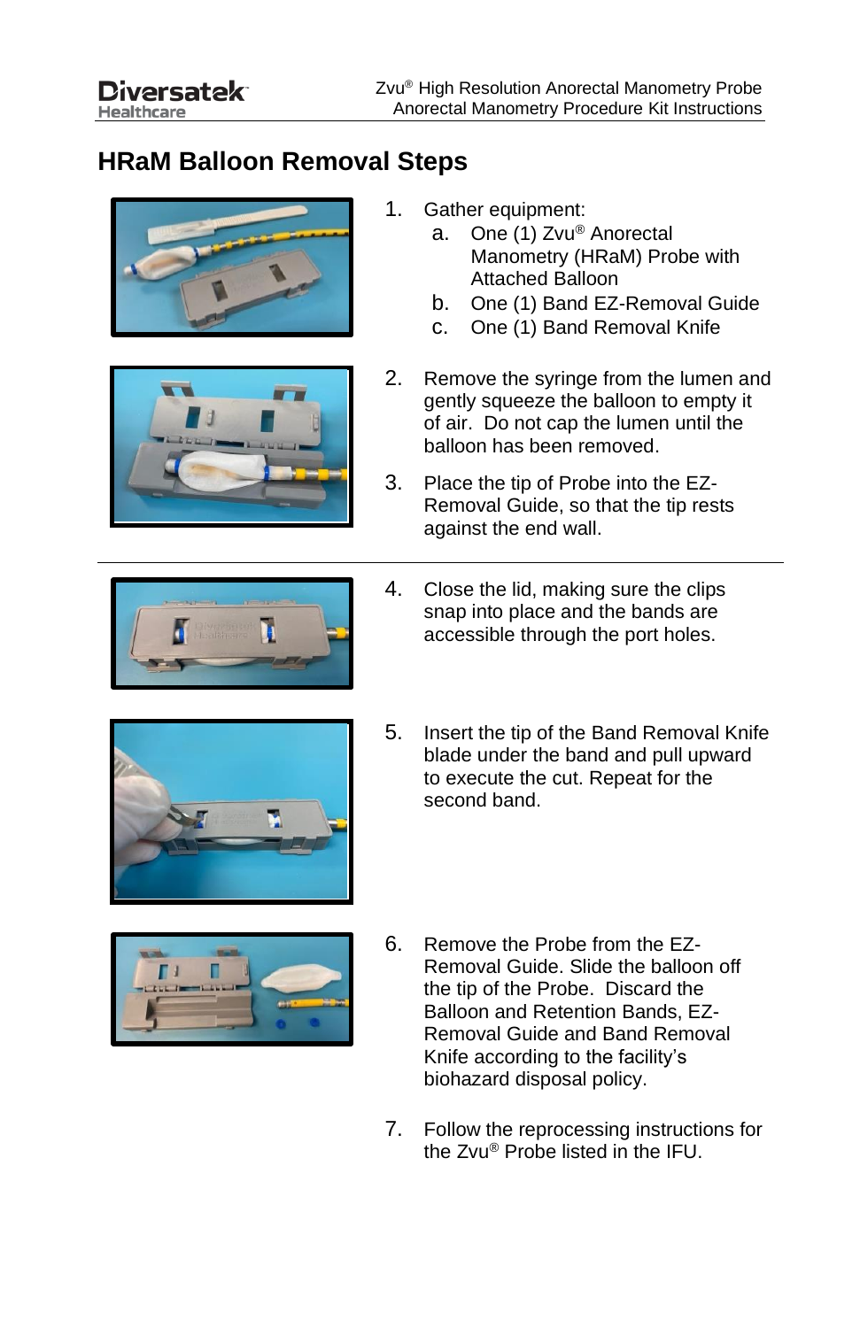## HRaM Balloon Removal Steps

1. Gather equipment:
   a. One (1) Zvu® Anorectal Manometry (HRaM) Probe with Attached Balloon
   b. One (1) Band EZ-Removal Guide
   c. One (1) Band Removal Knife
2. Remove the syringe from the lumen and gently squeeze the balloon to empty it of air. Do not cap the lumen until the balloon has been removed.
3. Place the tip of Probe into the EZ-Removal Guide, so that the tip rests against the end wall.

---

4. Close the lid, making sure the clips snap into place and the bands are accessible through the port holes.
5. Insert the tip of the Band Removal Knife blade under the band and pull upward to execute the cut. Repeat for the second band.
6. Remove the Probe from the EZ-Removal Guide. Slide the balloon off the tip of the Probe. Discard the Balloon and Retention Bands, EZ-Removal Guide and Band Removal Knife according to the facility's biohazard disposal policy.
7. Follow the reprocessing instructions for the Zvu® Probe listed in the IFU.